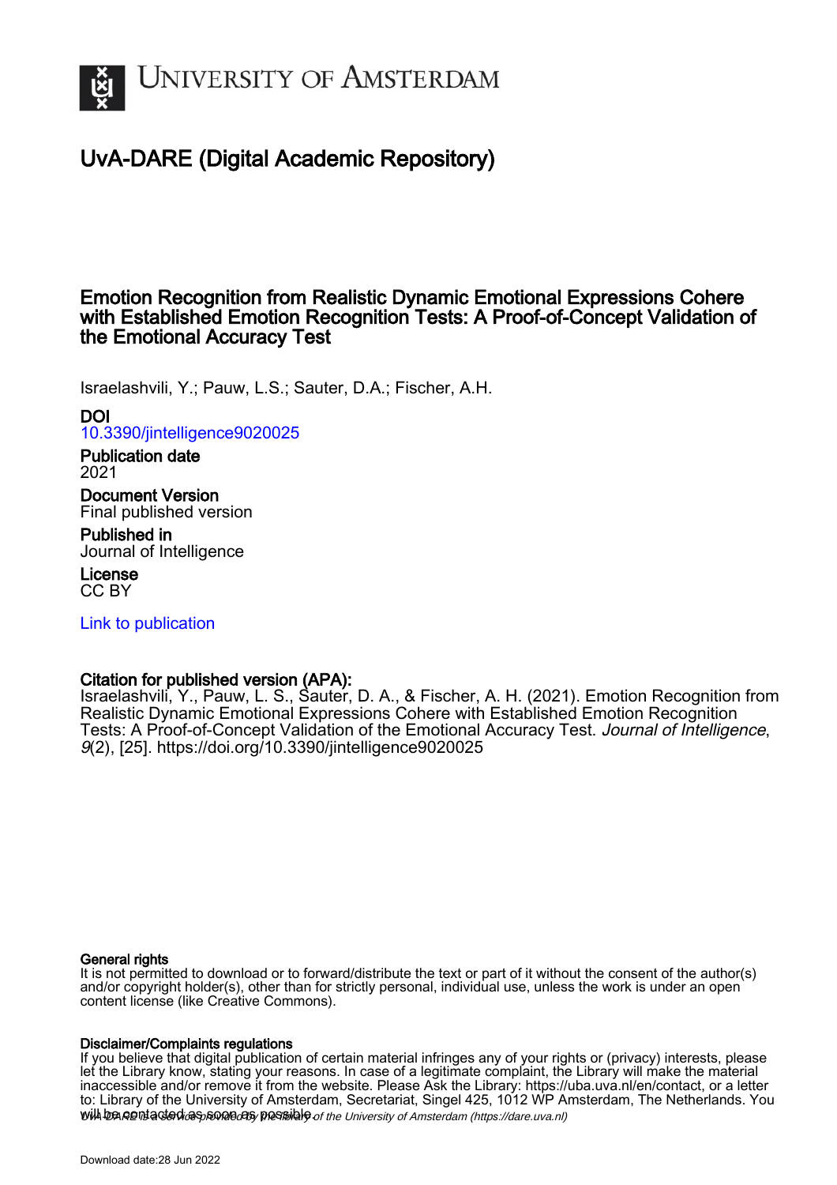# UNIVERSITY OF AMSTERDAM

## UvA-DARE (Digital Academic Repository)

## Emotion Recognition from Realistic Dynamic Emotional Expressions Cohere with Established Emotion Recognition Tests: A Proof-of-Concept Validation of the Emotional Accuracy Test

Israelashvili, Y.; Pauw, L.S.; Sauter, D.A.; Fischer, A.H.

**DOI**
10.3390/jintelligence9020025

**Publication date**
2021

**Document Version**
Final published version

**Published in**
Journal of Intelligence

**License**
CC BY

Link to publication

**Citation for published version (APA):**
Israelashvili, Y., Pauw, L. S., Sauter, D. A., & Fischer, A. H. (2021). Emotion Recognition from Realistic Dynamic Emotional Expressions Cohere with Established Emotion Recognition Tests: A Proof-of-Concept Validation of the Emotional Accuracy Test. *Journal of Intelligence*, *9*(2), [25]. https://doi.org/10.3390/jintelligence9020025

**General rights**
It is not permitted to download or to forward/distribute the text or part of it without the consent of the author(s) and/or copyright holder(s), other than for strictly personal, individual use, unless the work is under an open content license (like Creative Commons).

**Disclaimer/Complaints regulations**
If you believe that digital publication of certain material infringes any of your rights or (privacy) interests, please let the Library know, stating your reasons. In case of a legitimate complaint, the Library will make the material inaccessible and/or remove it from the website. Please Ask the Library: https://uba.uva.nl/en/contact, or a letter to: Library of the University of Amsterdam, Secretariat, Singel 425, 1012 WP Amsterdam, The Netherlands. You will be contacted as soon as possible.

UvA-DARE is a service provided by the library of the University of Amsterdam (https://dare.uva.nl)

Download date:28 Jun 2022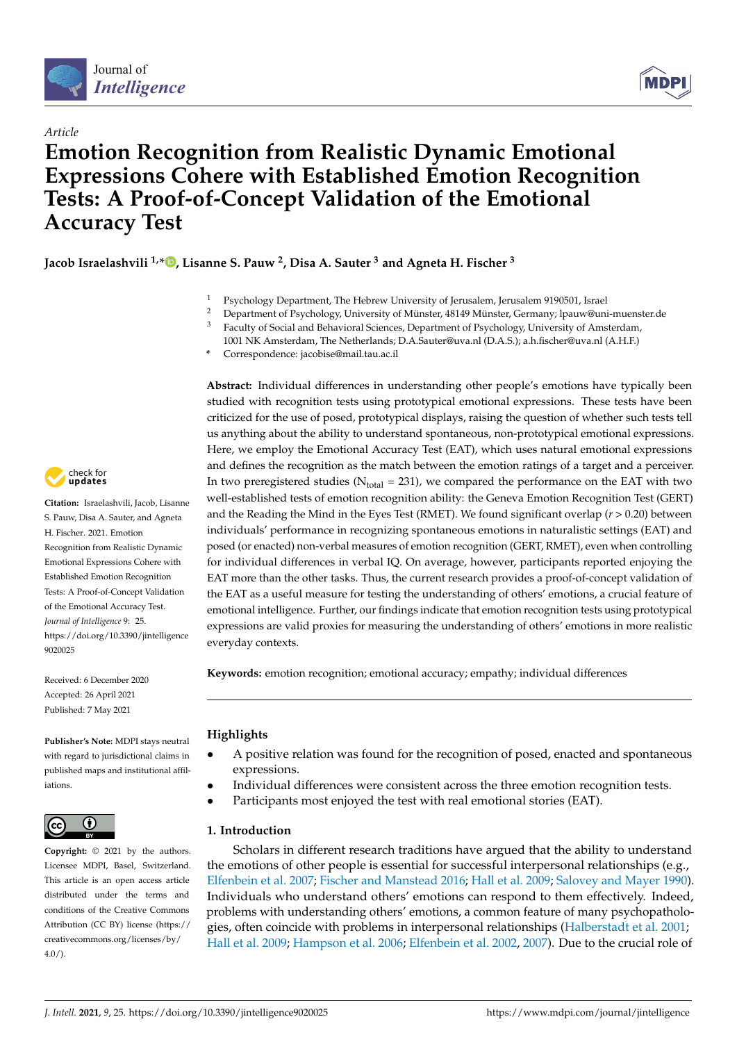Journal of *Intelligence*

*Article*

# Emotion Recognition from Realistic Dynamic Emotional Expressions Cohere with Established Emotion Recognition Tests: A Proof-of-Concept Validation of the Emotional Accuracy Test

**Jacob Israelashvili [1,*], Lisanne S. Pauw [2], Disa A. Sauter [3] and Agneta H. Fischer [3]**

[1] Psychology Department, The Hebrew University of Jerusalem, Jerusalem 9190501, Israel
[2] Department of Psychology, University of Münster, 48149 Münster, Germany; lpauw@uni-muenster.de
[3] Faculty of Social and Behavioral Sciences, Department of Psychology, University of Amsterdam, 1001 NK Amsterdam, The Netherlands; D.A.Sauter@uva.nl (D.A.S.); a.h.fischer@uva.nl (A.H.F.)
* Correspondence: jacobise@mail.tau.ac.il

**Abstract:** Individual differences in understanding other people's emotions have typically been studied with recognition tests using prototypical emotional expressions. These tests have been criticized for the use of posed, prototypical displays, raising the question of whether such tests tell us anything about the ability to understand spontaneous, non-prototypical emotional expressions. Here, we employ the Emotional Accuracy Test (EAT), which uses natural emotional expressions and defines the recognition as the match between the emotion ratings of a target and a perceiver. In two preregistered studies ($N_{total}$ = 231), we compared the performance on the EAT with two well-established tests of emotion recognition ability: the Geneva Emotion Recognition Test (GERT) and the Reading the Mind in the Eyes Test (RMET). We found significant overlap ($r > 0.20$) between individuals' performance in recognizing spontaneous emotions in naturalistic settings (EAT) and posed (or enacted) non-verbal measures of emotion recognition (GERT, RMET), even when controlling for individual differences in verbal IQ. On average, however, participants reported enjoying the EAT more than the other tasks. Thus, the current research provides a proof-of-concept validation of the EAT as a useful measure for testing the understanding of others' emotions, a crucial feature of emotional intelligence. Further, our findings indicate that emotion recognition tests using prototypical expressions are valid proxies for measuring the understanding of others' emotions in more realistic everyday contexts.

**Keywords:** emotion recognition; emotional accuracy; empathy; individual differences

**Citation:** Israelashvili, Jacob, Lisanne S. Pauw, Disa A. Sauter, and Agneta H. Fischer. 2021. Emotion Recognition from Realistic Dynamic Emotional Expressions Cohere with Established Emotion Recognition Tests: A Proof-of-Concept Validation of the Emotional Accuracy Test. *Journal of Intelligence* 9: 25. https://doi.org/10.3390/jintelligence9020025

Received: 6 December 2020
Accepted: 26 April 2021
Published: 7 May 2021

**Publisher's Note:** MDPI stays neutral with regard to jurisdictional claims in published maps and institutional affiliations.

**Copyright:** © 2021 by the authors. Licensee MDPI, Basel, Switzerland. This article is an open access article distributed under the terms and conditions of the Creative Commons Attribution (CC BY) license (https://creativecommons.org/licenses/by/4.0/).

## Highlights

- A positive relation was found for the recognition of posed, enacted and spontaneous expressions.
- Individual differences were consistent across the three emotion recognition tests.
- Participants most enjoyed the test with real emotional stories (EAT).

## 1. Introduction

Scholars in different research traditions have argued that the ability to understand the emotions of other people is essential for successful interpersonal relationships (e.g., Elfenbein et al. 2007; Fischer and Manstead 2016; Hall et al. 2009; Salovey and Mayer 1990). Individuals who understand others' emotions can respond to them effectively. Indeed, problems with understanding others' emotions, a common feature of many psychopathologies, often coincide with problems in interpersonal relationships (Halberstadt et al. 2001; Hall et al. 2009; Hampson et al. 2006; Elfenbein et al. 2002, 2007). Due to the crucial role of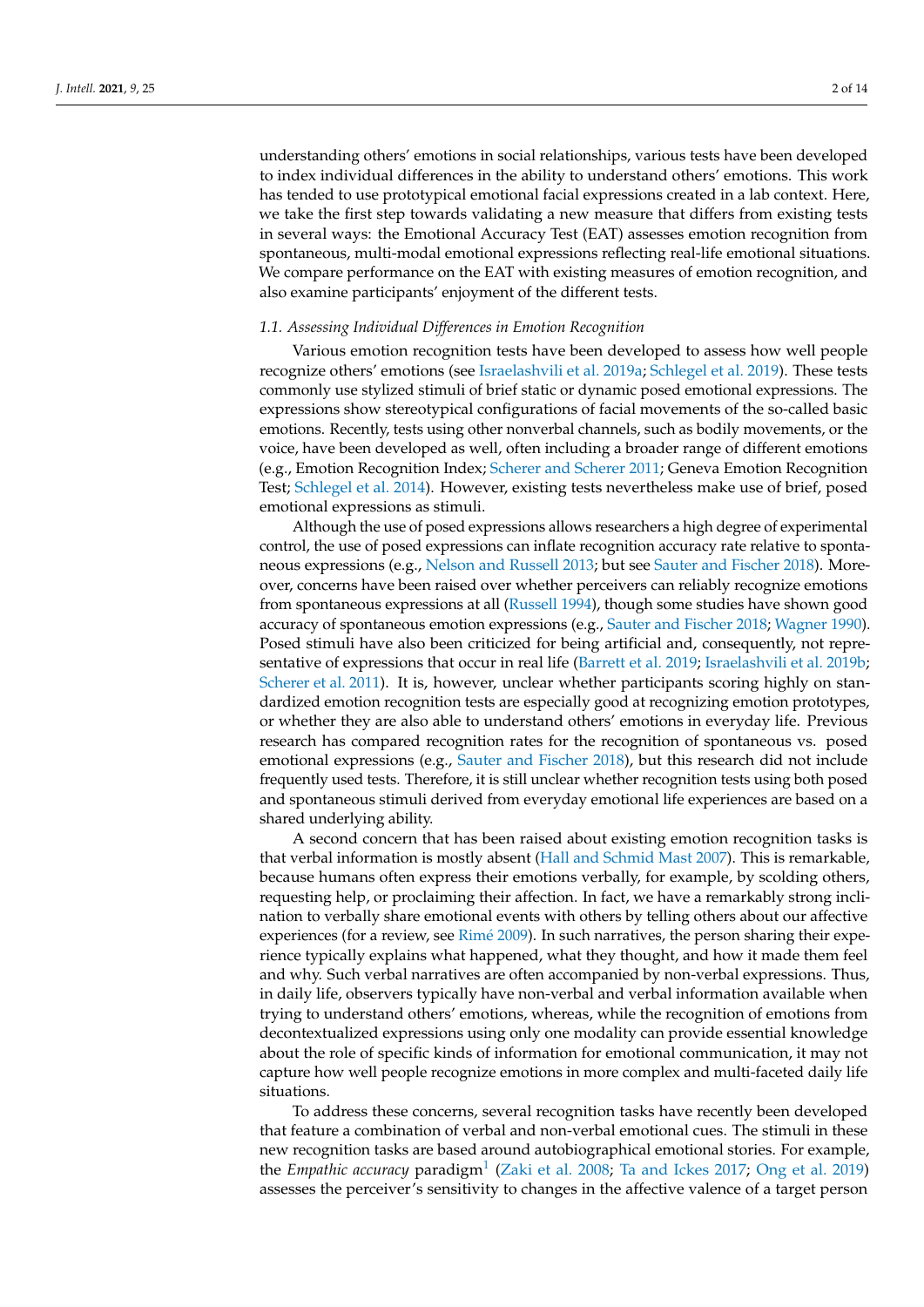understanding others' emotions in social relationships, various tests have been developed to index individual differences in the ability to understand others' emotions. This work has tended to use prototypical emotional facial expressions created in a lab context. Here, we take the first step towards validating a new measure that differs from existing tests in several ways: the Emotional Accuracy Test (EAT) assesses emotion recognition from spontaneous, multi-modal emotional expressions reflecting real-life emotional situations. We compare performance on the EAT with existing measures of emotion recognition, and also examine participants' enjoyment of the different tests.

### *1.1. Assessing Individual Differences in Emotion Recognition*

Various emotion recognition tests have been developed to assess how well people recognize others' emotions (see Israelashvili et al. 2019a; Schlegel et al. 2019). These tests commonly use stylized stimuli of brief static or dynamic posed emotional expressions. The expressions show stereotypical configurations of facial movements of the so-called basic emotions. Recently, tests using other nonverbal channels, such as bodily movements, or the voice, have been developed as well, often including a broader range of different emotions (e.g., Emotion Recognition Index; Scherer and Scherer 2011; Geneva Emotion Recognition Test; Schlegel et al. 2014). However, existing tests nevertheless make use of brief, posed emotional expressions as stimuli.

Although the use of posed expressions allows researchers a high degree of experimental control, the use of posed expressions can inflate recognition accuracy rate relative to spontaneous expressions (e.g., Nelson and Russell 2013; but see Sauter and Fischer 2018). Moreover, concerns have been raised over whether perceivers can reliably recognize emotions from spontaneous expressions at all (Russell 1994), though some studies have shown good accuracy of spontaneous emotion expressions (e.g., Sauter and Fischer 2018; Wagner 1990). Posed stimuli have also been criticized for being artificial and, consequently, not representative of expressions that occur in real life (Barrett et al. 2019; Israelashvili et al. 2019b; Scherer et al. 2011). It is, however, unclear whether participants scoring highly on standardized emotion recognition tests are especially good at recognizing emotion prototypes, or whether they are also able to understand others' emotions in everyday life. Previous research has compared recognition rates for the recognition of spontaneous vs. posed emotional expressions (e.g., Sauter and Fischer 2018), but this research did not include frequently used tests. Therefore, it is still unclear whether recognition tests using both posed and spontaneous stimuli derived from everyday emotional life experiences are based on a shared underlying ability.

A second concern that has been raised about existing emotion recognition tasks is that verbal information is mostly absent (Hall and Schmid Mast 2007). This is remarkable, because humans often express their emotions verbally, for example, by scolding others, requesting help, or proclaiming their affection. In fact, we have a remarkably strong inclination to verbally share emotional events with others by telling others about our affective experiences (for a review, see Rimé 2009). In such narratives, the person sharing their experience typically explains what happened, what they thought, and how it made them feel and why. Such verbal narratives are often accompanied by non-verbal expressions. Thus, in daily life, observers typically have non-verbal and verbal information available when trying to understand others' emotions, whereas, while the recognition of emotions from decontextualized expressions using only one modality can provide essential knowledge about the role of specific kinds of information for emotional communication, it may not capture how well people recognize emotions in more complex and multi-faceted daily life situations.

To address these concerns, several recognition tasks have recently been developed that feature a combination of verbal and non-verbal emotional cues. The stimuli in these new recognition tasks are based around autobiographical emotional stories. For example, the *Empathic accuracy* paradigm[1] (Zaki et al. 2008; Ta and Ickes 2017; Ong et al. 2019) assesses the perceiver's sensitivity to changes in the affective valence of a target person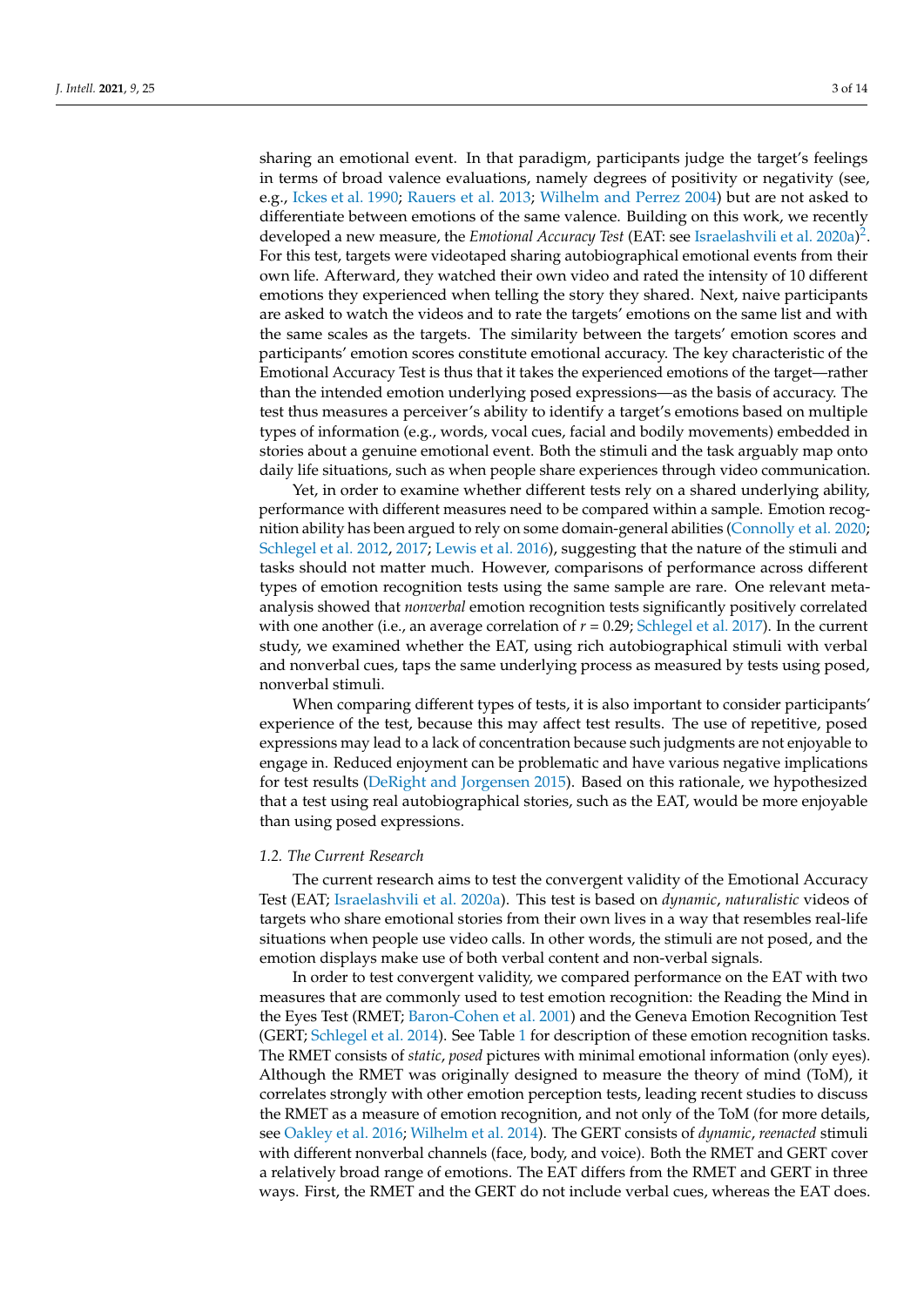sharing an emotional event. In that paradigm, participants judge the target's feelings in terms of broad valence evaluations, namely degrees of positivity or negativity (see, e.g., Ickes et al. 1990; Rauers et al. 2013; Wilhelm and Perrez 2004) but are not asked to differentiate between emotions of the same valence. Building on this work, we recently developed a new measure, the *Emotional Accuracy Test* (EAT: see Israelashvili et al. 2020a)[2]. For this test, targets were videotaped sharing autobiographical emotional events from their own life. Afterward, they watched their own video and rated the intensity of 10 different emotions they experienced when telling the story they shared. Next, naive participants are asked to watch the videos and to rate the targets' emotions on the same list and with the same scales as the targets. The similarity between the targets' emotion scores and participants' emotion scores constitute emotional accuracy. The key characteristic of the Emotional Accuracy Test is thus that it takes the experienced emotions of the target—rather than the intended emotion underlying posed expressions—as the basis of accuracy. The test thus measures a perceiver's ability to identify a target's emotions based on multiple types of information (e.g., words, vocal cues, facial and bodily movements) embedded in stories about a genuine emotional event. Both the stimuli and the task arguably map onto daily life situations, such as when people share experiences through video communication.

Yet, in order to examine whether different tests rely on a shared underlying ability, performance with different measures need to be compared within a sample. Emotion recognition ability has been argued to rely on some domain-general abilities (Connolly et al. 2020; Schlegel et al. 2012, 2017; Lewis et al. 2016), suggesting that the nature of the stimuli and tasks should not matter much. However, comparisons of performance across different types of emotion recognition tests using the same sample are rare. One relevant meta-analysis showed that *nonverbal* emotion recognition tests significantly positively correlated with one another (i.e., an average correlation of $r = 0.29$; Schlegel et al. 2017). In the current study, we examined whether the EAT, using rich autobiographical stimuli with verbal and nonverbal cues, taps the same underlying process as measured by tests using posed, nonverbal stimuli.

When comparing different types of tests, it is also important to consider participants' experience of the test, because this may affect test results. The use of repetitive, posed expressions may lead to a lack of concentration because such judgments are not enjoyable to engage in. Reduced enjoyment can be problematic and have various negative implications for test results (DeRight and Jorgensen 2015). Based on this rationale, we hypothesized that a test using real autobiographical stories, such as the EAT, would be more enjoyable than using posed expressions.

### 1.2. The Current Research

The current research aims to test the convergent validity of the Emotional Accuracy Test (EAT; Israelashvili et al. 2020a). This test is based on *dynamic*, *naturalistic* videos of targets who share emotional stories from their own lives in a way that resembles real-life situations when people use video calls. In other words, the stimuli are not posed, and the emotion displays make use of both verbal content and non-verbal signals.

In order to test convergent validity, we compared performance on the EAT with two measures that are commonly used to test emotion recognition: the Reading the Mind in the Eyes Test (RMET; Baron-Cohen et al. 2001) and the Geneva Emotion Recognition Test (GERT; Schlegel et al. 2014). See Table 1 for description of these emotion recognition tasks. The RMET consists of *static*, *posed* pictures with minimal emotional information (only eyes). Although the RMET was originally designed to measure the theory of mind (ToM), it correlates strongly with other emotion perception tests, leading recent studies to discuss the RMET as a measure of emotion recognition, and not only of the ToM (for more details, see Oakley et al. 2016; Wilhelm et al. 2014). The GERT consists of *dynamic*, *reenacted* stimuli with different nonverbal channels (face, body, and voice). Both the RMET and GERT cover a relatively broad range of emotions. The EAT differs from the RMET and GERT in three ways. First, the RMET and the GERT do not include verbal cues, whereas the EAT does.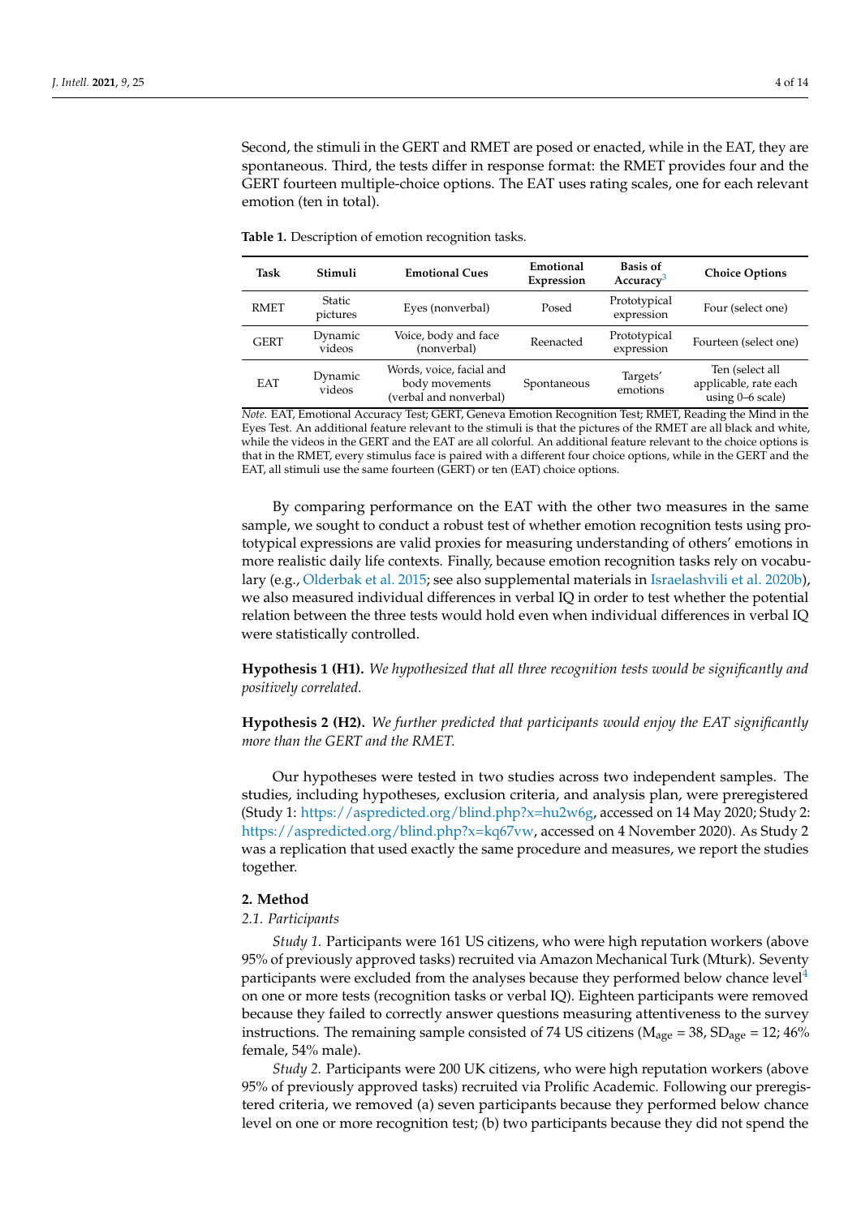Second, the stimuli in the GERT and RMET are posed or enacted, while in the EAT, they are spontaneous. Third, the tests differ in response format: the RMET provides four and the GERT fourteen multiple-choice options. The EAT uses rating scales, one for each relevant emotion (ten in total).

**Table 1.** Description of emotion recognition tasks.

| Task | Stimuli | Emotional Cues | Emotional Expression | Basis of Accuracy[3] | Choice Options |
|---|---|---|---|---|---|
| RMET | Static pictures | Eyes (nonverbal) | Posed | Prototypical expression | Four (select one) |
| GERT | Dynamic videos | Voice, body and face (nonverbal) | Reenacted | Prototypical expression | Fourteen (select one) |
| EAT | Dynamic videos | Words, voice, facial and body movements (verbal and nonverbal) | Spontaneous | Targets' emotions | Ten (select all applicable, rate each using 0–6 scale) |

*Note.* EAT, Emotional Accuracy Test; GERT, Geneva Emotion Recognition Test; RMET, Reading the Mind in the Eyes Test. An additional feature relevant to the stimuli is that the pictures of the RMET are all black and white, while the videos in the GERT and the EAT are all colorful. An additional feature relevant to the choice options is that in the RMET, every stimulus face is paired with a different four choice options, while in the GERT and the EAT, all stimuli use the same fourteen (GERT) or ten (EAT) choice options.

By comparing performance on the EAT with the other two measures in the same sample, we sought to conduct a robust test of whether emotion recognition tests using prototypical expressions are valid proxies for measuring understanding of others' emotions in more realistic daily life contexts. Finally, because emotion recognition tasks rely on vocabulary (e.g., Olderbak et al. 2015; see also supplemental materials in Israelashvili et al. 2020b), we also measured individual differences in verbal IQ in order to test whether the potential relation between the three tests would hold even when individual differences in verbal IQ were statistically controlled.

**Hypothesis 1 (H1).** *We hypothesized that all three recognition tests would be significantly and positively correlated.*

**Hypothesis 2 (H2).** *We further predicted that participants would enjoy the EAT significantly more than the GERT and the RMET.*

Our hypotheses were tested in two studies across two independent samples. The studies, including hypotheses, exclusion criteria, and analysis plan, were preregistered (Study 1: https://aspredicted.org/blind.php?x=hu2w6g, accessed on 14 May 2020; Study 2: https://aspredicted.org/blind.php?x=kq67vw, accessed on 4 November 2020). As Study 2 was a replication that used exactly the same procedure and measures, we report the studies together.

## 2. Method

### 2.1. Participants

*Study 1.* Participants were 161 US citizens, who were high reputation workers (above 95% of previously approved tasks) recruited via Amazon Mechanical Turk (Mturk). Seventy participants were excluded from the analyses because they performed below chance level[4] on one or more tests (recognition tasks or verbal IQ). Eighteen participants were removed because they failed to correctly answer questions measuring attentiveness to the survey instructions. The remaining sample consisted of 74 US citizens ($M_{age}$ = 38, $SD_{age}$ = 12; 46% female, 54% male).

*Study 2.* Participants were 200 UK citizens, who were high reputation workers (above 95% of previously approved tasks) recruited via Prolific Academic. Following our preregistered criteria, we removed (a) seven participants because they performed below chance level on one or more recognition test; (b) two participants because they did not spend the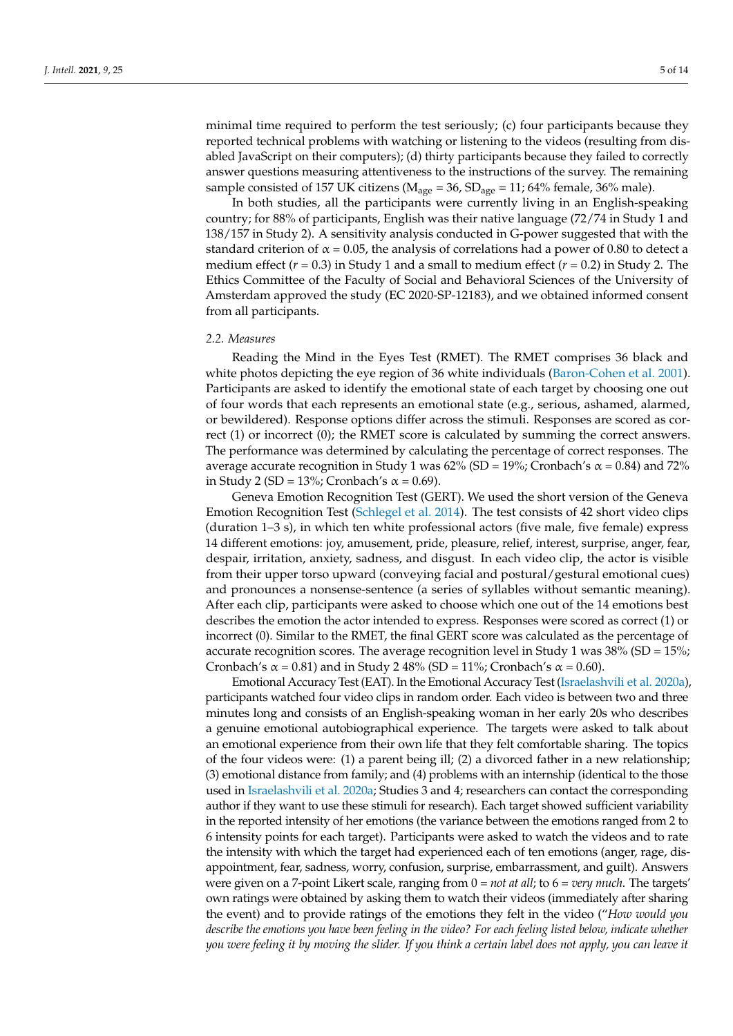minimal time required to perform the test seriously; (c) four participants because they reported technical problems with watching or listening to the videos (resulting from disabled JavaScript on their computers); (d) thirty participants because they failed to correctly answer questions measuring attentiveness to the instructions of the survey. The remaining sample consisted of 157 UK citizens ($M_{age}$ = 36, $SD_{age}$ = 11; 64% female, 36% male).

In both studies, all the participants were currently living in an English-speaking country; for 88% of participants, English was their native language (72/74 in Study 1 and 138/157 in Study 2). A sensitivity analysis conducted in G-power suggested that with the standard criterion of $\alpha = 0.05$, the analysis of correlations had a power of 0.80 to detect a medium effect ($r = 0.3$) in Study 1 and a small to medium effect ($r = 0.2$) in Study 2. The Ethics Committee of the Faculty of Social and Behavioral Sciences of the University of Amsterdam approved the study (EC 2020-SP-12183), and we obtained informed consent from all participants.

### 2.2. Measures

Reading the Mind in the Eyes Test (RMET). The RMET comprises 36 black and white photos depicting the eye region of 36 white individuals (Baron-Cohen et al. 2001). Participants are asked to identify the emotional state of each target by choosing one out of four words that each represents an emotional state (e.g., serious, ashamed, alarmed, or bewildered). Response options differ across the stimuli. Responses are scored as correct (1) or incorrect (0); the RMET score is calculated by summing the correct answers. The performance was determined by calculating the percentage of correct responses. The average accurate recognition in Study 1 was 62% (SD = 19%; Cronbach's $\alpha = 0.84$) and 72% in Study 2 (SD = 13%; Cronbach's $\alpha = 0.69$).

Geneva Emotion Recognition Test (GERT). We used the short version of the Geneva Emotion Recognition Test (Schlegel et al. 2014). The test consists of 42 short video clips (duration 1–3 s), in which ten white professional actors (five male, five female) express 14 different emotions: joy, amusement, pride, pleasure, relief, interest, surprise, anger, fear, despair, irritation, anxiety, sadness, and disgust. In each video clip, the actor is visible from their upper torso upward (conveying facial and postural/gestural emotional cues) and pronounces a nonsense-sentence (a series of syllables without semantic meaning). After each clip, participants were asked to choose which one out of the 14 emotions best describes the emotion the actor intended to express. Responses were scored as correct (1) or incorrect (0). Similar to the RMET, the final GERT score was calculated as the percentage of accurate recognition scores. The average recognition level in Study 1 was 38% (SD = 15%; Cronbach's $\alpha = 0.81$) and in Study 2 48% (SD = 11%; Cronbach's $\alpha = 0.60$).

Emotional Accuracy Test (EAT). In the Emotional Accuracy Test (Israelashvili et al. 2020a), participants watched four video clips in random order. Each video is between two and three minutes long and consists of an English-speaking woman in her early 20s who describes a genuine emotional autobiographical experience. The targets were asked to talk about an emotional experience from their own life that they felt comfortable sharing. The topics of the four videos were: (1) a parent being ill; (2) a divorced father in a new relationship; (3) emotional distance from family; and (4) problems with an internship (identical to the those used in Israelashvili et al. 2020a; Studies 3 and 4; researchers can contact the corresponding author if they want to use these stimuli for research). Each target showed sufficient variability in the reported intensity of her emotions (the variance between the emotions ranged from 2 to 6 intensity points for each target). Participants were asked to watch the videos and to rate the intensity with which the target had experienced each of ten emotions (anger, rage, disappointment, fear, sadness, worry, confusion, surprise, embarrassment, and guilt). Answers were given on a 7-point Likert scale, ranging from 0 = *not at all*; to 6 = *very much*. The targets' own ratings were obtained by asking them to watch their videos (immediately after sharing the event) and to provide ratings of the emotions they felt in the video ("*How would you describe the emotions you have been feeling in the video? For each feeling listed below, indicate whether you were feeling it by moving the slider. If you think a certain label does not apply, you can leave it*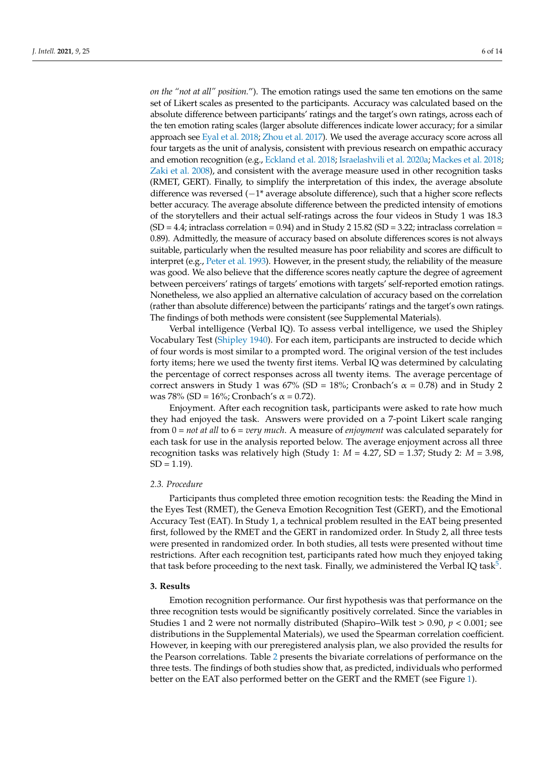*on the "not at all" position.*"). The emotion ratings used the same ten emotions on the same set of Likert scales as presented to the participants. Accuracy was calculated based on the absolute difference between participants' ratings and the target's own ratings, across each of the ten emotion rating scales (larger absolute differences indicate lower accuracy; for a similar approach see Eyal et al. 2018; Zhou et al. 2017). We used the average accuracy score across all four targets as the unit of analysis, consistent with previous research on empathic accuracy and emotion recognition (e.g., Eckland et al. 2018; Israelashvili et al. 2020a; Mackes et al. 2018; Zaki et al. 2008), and consistent with the average measure used in other recognition tasks (RMET, GERT). Finally, to simplify the interpretation of this index, the average absolute difference was reversed (−1* average absolute difference), such that a higher score reflects better accuracy. The average absolute difference between the predicted intensity of emotions of the storytellers and their actual self-ratings across the four videos in Study 1 was 18.3 (SD = 4.4; intraclass correlation = 0.94) and in Study 2 15.82 (SD = 3.22; intraclass correlation = 0.89). Admittedly, the measure of accuracy based on absolute differences scores is not always suitable, particularly when the resulted measure has poor reliability and scores are difficult to interpret (e.g., Peter et al. 1993). However, in the present study, the reliability of the measure was good. We also believe that the difference scores neatly capture the degree of agreement between perceivers' ratings of targets' emotions with targets' self-reported emotion ratings. Nonetheless, we also applied an alternative calculation of accuracy based on the correlation (rather than absolute difference) between the participants' ratings and the target's own ratings. The findings of both methods were consistent (see Supplemental Materials).

Verbal intelligence (Verbal IQ). To assess verbal intelligence, we used the Shipley Vocabulary Test (Shipley 1940). For each item, participants are instructed to decide which of four words is most similar to a prompted word. The original version of the test includes forty items; here we used the twenty first items. Verbal IQ was determined by calculating the percentage of correct responses across all twenty items. The average percentage of correct answers in Study 1 was 67% (SD = 18%; Cronbach's α = 0.78) and in Study 2 was 78% (SD = 16%; Cronbach's α = 0.72).

Enjoyment. After each recognition task, participants were asked to rate how much they had enjoyed the task. Answers were provided on a 7-point Likert scale ranging from 0 = *not at all* to 6 = *very much*. A measure of *enjoyment* was calculated separately for each task for use in the analysis reported below. The average enjoyment across all three recognition tasks was relatively high (Study 1: $M = 4.27$, SD = 1.37; Study 2: $M = 3.98$, SD = 1.19).

### 2.3. Procedure

Participants thus completed three emotion recognition tests: the Reading the Mind in the Eyes Test (RMET), the Geneva Emotion Recognition Test (GERT), and the Emotional Accuracy Test (EAT). In Study 1, a technical problem resulted in the EAT being presented first, followed by the RMET and the GERT in randomized order. In Study 2, all three tests were presented in randomized order. In both studies, all tests were presented without time restrictions. After each recognition test, participants rated how much they enjoyed taking that task before proceeding to the next task. Finally, we administered the Verbal IQ task[5].

## 3. Results

Emotion recognition performance. Our first hypothesis was that performance on the three recognition tests would be significantly positively correlated. Since the variables in Studies 1 and 2 were not normally distributed (Shapiro–Wilk test > 0.90, $p < 0.001$; see distributions in the Supplemental Materials), we used the Spearman correlation coefficient. However, in keeping with our preregistered analysis plan, we also provided the results for the Pearson correlations. Table 2 presents the bivariate correlations of performance on the three tests. The findings of both studies show that, as predicted, individuals who performed better on the EAT also performed better on the GERT and the RMET (see Figure 1).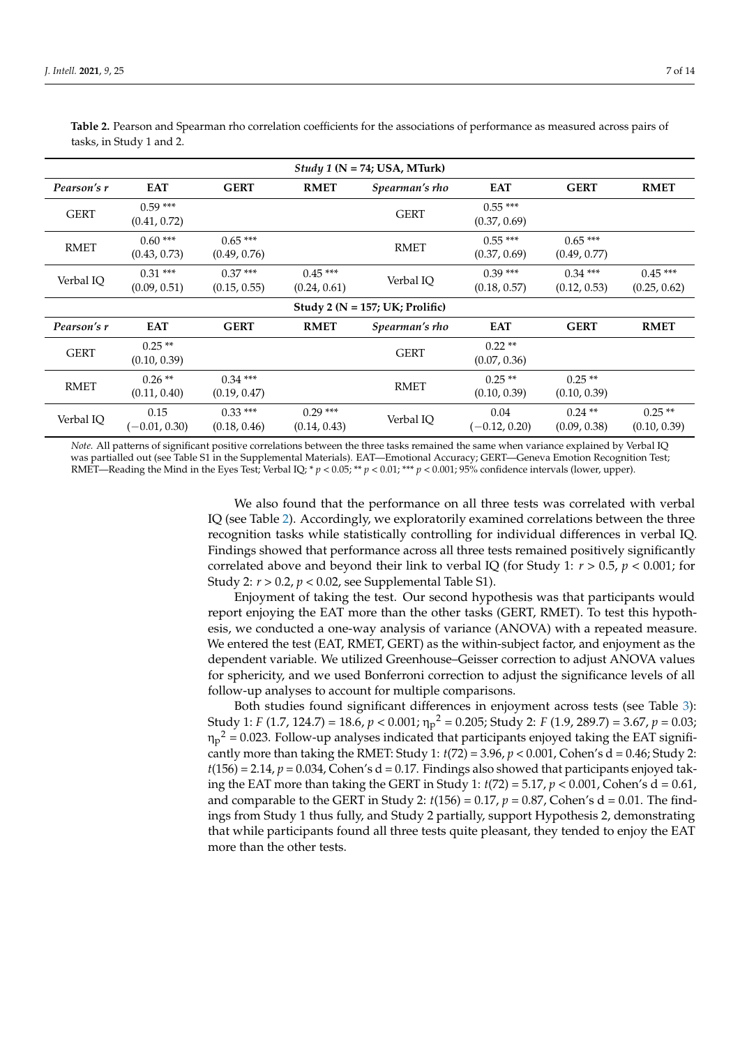**Table 2.** Pearson and Spearman rho correlation coefficients for the associations of performance as measured across pairs of tasks, in Study 1 and 2.

| *Study 1* (N = 74; USA, MTurk) | | | | | | | |
|---|---|---|---|---|---|---|---|
| ***Pearson's r*** | **EAT** | **GERT** | **RMET** | ***Spearman's rho*** | **EAT** | **GERT** | **RMET** |
| GERT | 0.59 *** (0.41, 0.72) | | | GERT | 0.55 *** (0.37, 0.69) | | |
| RMET | 0.60 *** (0.43, 0.73) | 0.65 *** (0.49, 0.76) | | RMET | 0.55 *** (0.37, 0.69) | 0.65 *** (0.49, 0.77) | |
| Verbal IQ | 0.31 *** (0.09, 0.51) | 0.37 *** (0.15, 0.55) | 0.45 *** (0.24, 0.61) | Verbal IQ | 0.39 *** (0.18, 0.57) | 0.34 *** (0.12, 0.53) | 0.45 *** (0.25, 0.62) |
| **Study 2 (N = 157; UK; Prolific)** | | | | | | | |
| ***Pearson's r*** | **EAT** | **GERT** | **RMET** | ***Spearman's rho*** | **EAT** | **GERT** | **RMET** |
| GERT | 0.25 ** (0.10, 0.39) | | | GERT | 0.22 ** (0.07, 0.36) | | |
| RMET | 0.26 ** (0.11, 0.40) | 0.34 *** (0.19, 0.47) | | RMET | 0.25 ** (0.10, 0.39) | 0.25 ** (0.10, 0.39) | |
| Verbal IQ | 0.15 (−0.01, 0.30) | 0.33 *** (0.18, 0.46) | 0.29 *** (0.14, 0.43) | Verbal IQ | 0.04 (−0.12, 0.20) | 0.24 ** (0.09, 0.38) | 0.25 ** (0.10, 0.39) |

*Note.* All patterns of significant positive correlations between the three tasks remained the same when variance explained by Verbal IQ was partialled out (see Table S1 in the Supplemental Materials). EAT—Emotional Accuracy; GERT—Geneva Emotion Recognition Test; RMET—Reading the Mind in the Eyes Test; Verbal IQ; * $p < 0.05$; ** $p < 0.01$; *** $p < 0.001$; 95% confidence intervals (lower, upper).

We also found that the performance on all three tests was correlated with verbal IQ (see Table 2). Accordingly, we exploratorily examined correlations between the three recognition tasks while statistically controlling for individual differences in verbal IQ. Findings showed that performance across all three tests remained positively significantly correlated above and beyond their link to verbal IQ (for Study 1: $r > 0.5$, $p < 0.001$; for Study 2: $r > 0.2$, $p < 0.02$, see Supplemental Table S1).

Enjoyment of taking the test. Our second hypothesis was that participants would report enjoying the EAT more than the other tasks (GERT, RMET). To test this hypothesis, we conducted a one-way analysis of variance (ANOVA) with a repeated measure. We entered the test (EAT, RMET, GERT) as the within-subject factor, and enjoyment as the dependent variable. We utilized Greenhouse–Geisser correction to adjust ANOVA values for sphericity, and we used Bonferroni correction to adjust the significance levels of all follow-up analyses to account for multiple comparisons.

Both studies found significant differences in enjoyment across tests (see Table 3): Study 1: $F$ (1.7, 124.7) = 18.6, $p < 0.001$; $\eta_p^2 = 0.205$; Study 2: $F$ (1.9, 289.7) = 3.67, $p = 0.03$; $\eta_p^2 = 0.023$. Follow-up analyses indicated that participants enjoyed taking the EAT significantly more than taking the RMET: Study 1: $t(72) = 3.96$, $p < 0.001$, Cohen's d = 0.46; Study 2: $t(156) = 2.14$, $p = 0.034$, Cohen's d = 0.17. Findings also showed that participants enjoyed taking the EAT more than taking the GERT in Study 1: $t(72) = 5.17$, $p < 0.001$, Cohen's d = 0.61, and comparable to the GERT in Study 2: $t(156) = 0.17$, $p = 0.87$, Cohen's d = 0.01. The findings from Study 1 thus fully, and Study 2 partially, support Hypothesis 2, demonstrating that while participants found all three tests quite pleasant, they tended to enjoy the EAT more than the other tests.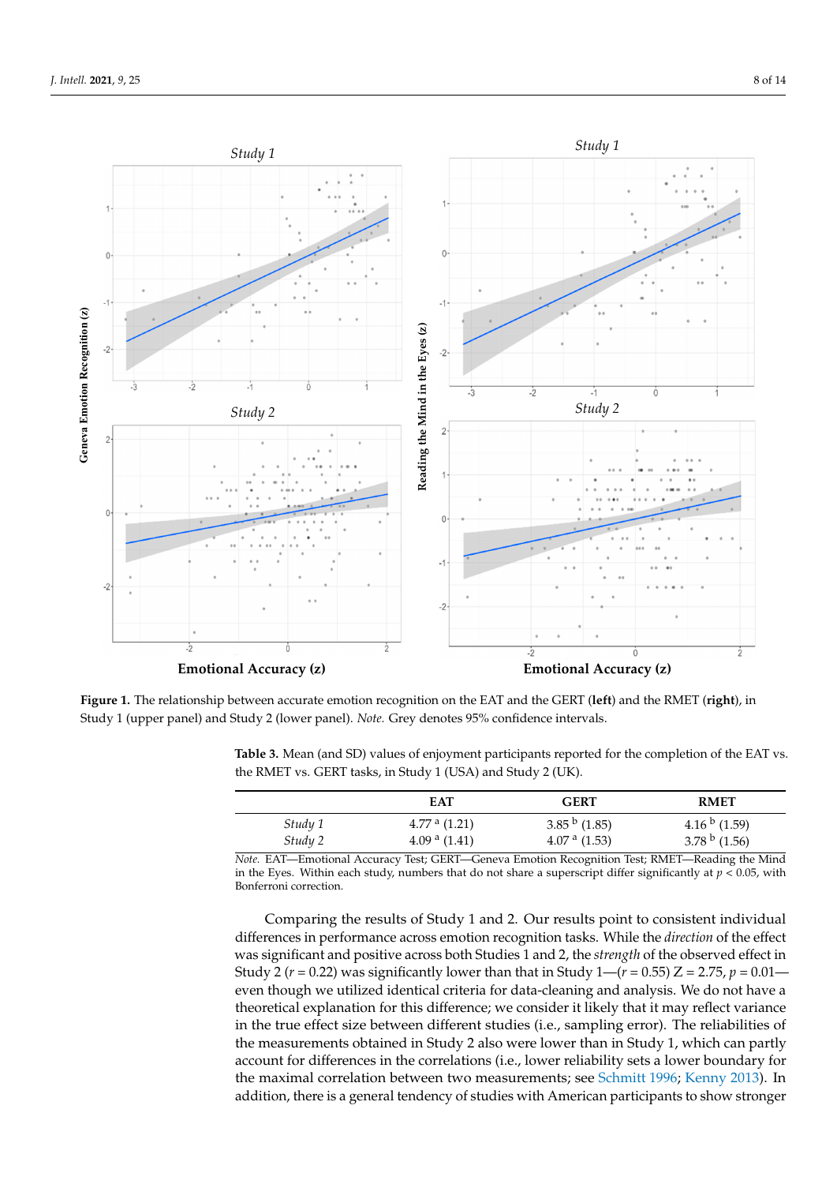**Figure 1.** The relationship between accurate emotion recognition on the EAT and the GERT (**left**) and the RMET (**right**), in Study 1 (upper panel) and Study 2 (lower panel). *Note.* Grey denotes 95% confidence intervals.

**Table 3.** Mean (and SD) values of enjoyment participants reported for the completion of the EAT vs. the RMET vs. GERT tasks, in Study 1 (USA) and Study 2 (UK).

| | EAT | GERT | RMET |
|---|---|---|---|
| *Study 1* | 4.77 $^{a}$ (1.21) | 3.85 $^{b}$ (1.85) | 4.16 $^{b}$ (1.59) |
| *Study 2* | 4.09 $^{a}$ (1.41) | 4.07 $^{a}$ (1.53) | 3.78 $^{b}$ (1.56) |

*Note.* EAT—Emotional Accuracy Test; GERT—Geneva Emotion Recognition Test; RMET—Reading the Mind in the Eyes. Within each study, numbers that do not share a superscript differ significantly at $p < 0.05$, with Bonferroni correction.

Comparing the results of Study 1 and 2. Our results point to consistent individual differences in performance across emotion recognition tasks. While the *direction* of the effect was significant and positive across both Studies 1 and 2, the *strength* of the observed effect in Study 2 ($r = 0.22$) was significantly lower than that in Study 1—($r = 0.55$) Z = 2.75, $p = 0.01$—even though we utilized identical criteria for data-cleaning and analysis. We do not have a theoretical explanation for this difference; we consider it likely that it may reflect variance in the true effect size between different studies (i.e., sampling error). The reliabilities of the measurements obtained in Study 2 also were lower than in Study 1, which can partly account for differences in the correlations (i.e., lower reliability sets a lower boundary for the maximal correlation between two measurements; see Schmitt 1996; Kenny 2013). In addition, there is a general tendency of studies with American participants to show stronger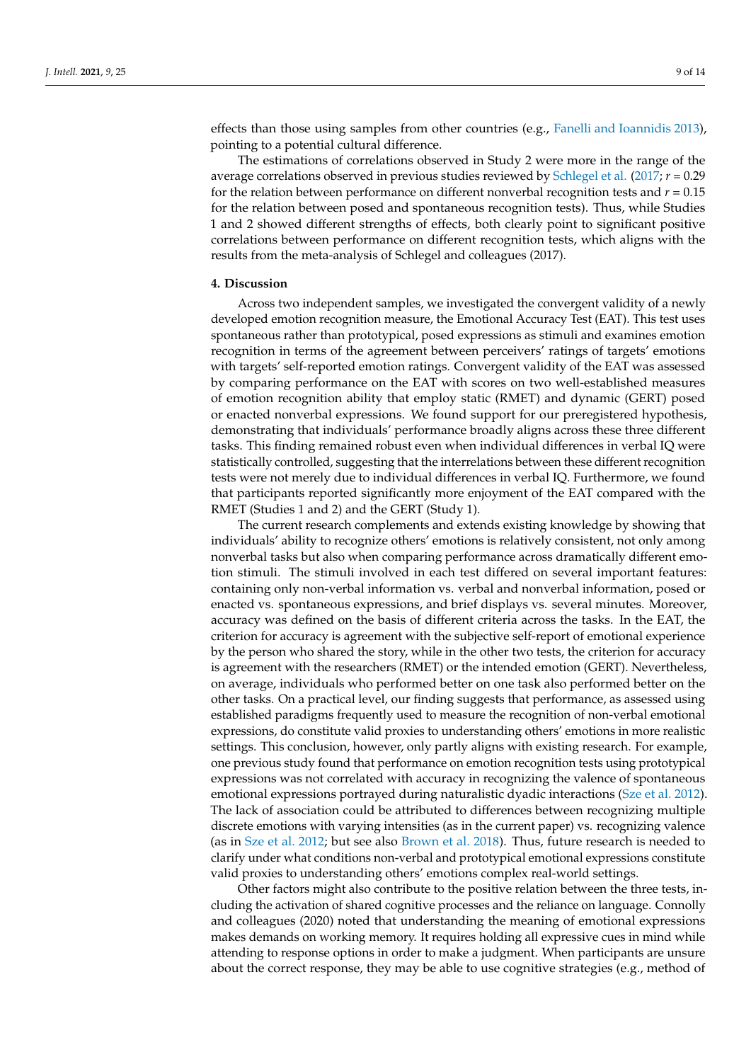effects than those using samples from other countries (e.g., Fanelli and Ioannidis 2013), pointing to a potential cultural difference.

The estimations of correlations observed in Study 2 were more in the range of the average correlations observed in previous studies reviewed by Schlegel et al. (2017; $r = 0.29$ for the relation between performance on different nonverbal recognition tests and $r = 0.15$ for the relation between posed and spontaneous recognition tests). Thus, while Studies 1 and 2 showed different strengths of effects, both clearly point to significant positive correlations between performance on different recognition tests, which aligns with the results from the meta-analysis of Schlegel and colleagues (2017).

## 4. Discussion

Across two independent samples, we investigated the convergent validity of a newly developed emotion recognition measure, the Emotional Accuracy Test (EAT). This test uses spontaneous rather than prototypical, posed expressions as stimuli and examines emotion recognition in terms of the agreement between perceivers' ratings of targets' emotions with targets' self-reported emotion ratings. Convergent validity of the EAT was assessed by comparing performance on the EAT with scores on two well-established measures of emotion recognition ability that employ static (RMET) and dynamic (GERT) posed or enacted nonverbal expressions. We found support for our preregistered hypothesis, demonstrating that individuals' performance broadly aligns across these three different tasks. This finding remained robust even when individual differences in verbal IQ were statistically controlled, suggesting that the interrelations between these different recognition tests were not merely due to individual differences in verbal IQ. Furthermore, we found that participants reported significantly more enjoyment of the EAT compared with the RMET (Studies 1 and 2) and the GERT (Study 1).

The current research complements and extends existing knowledge by showing that individuals' ability to recognize others' emotions is relatively consistent, not only among nonverbal tasks but also when comparing performance across dramatically different emotion stimuli. The stimuli involved in each test differed on several important features: containing only non-verbal information vs. verbal and nonverbal information, posed or enacted vs. spontaneous expressions, and brief displays vs. several minutes. Moreover, accuracy was defined on the basis of different criteria across the tasks. In the EAT, the criterion for accuracy is agreement with the subjective self-report of emotional experience by the person who shared the story, while in the other two tests, the criterion for accuracy is agreement with the researchers (RMET) or the intended emotion (GERT). Nevertheless, on average, individuals who performed better on one task also performed better on the other tasks. On a practical level, our finding suggests that performance, as assessed using established paradigms frequently used to measure the recognition of non-verbal emotional expressions, do constitute valid proxies to understanding others' emotions in more realistic settings. This conclusion, however, only partly aligns with existing research. For example, one previous study found that performance on emotion recognition tests using prototypical expressions was not correlated with accuracy in recognizing the valence of spontaneous emotional expressions portrayed during naturalistic dyadic interactions (Sze et al. 2012). The lack of association could be attributed to differences between recognizing multiple discrete emotions with varying intensities (as in the current paper) vs. recognizing valence (as in Sze et al. 2012; but see also Brown et al. 2018). Thus, future research is needed to clarify under what conditions non-verbal and prototypical emotional expressions constitute valid proxies to understanding others' emotions complex real-world settings.

Other factors might also contribute to the positive relation between the three tests, including the activation of shared cognitive processes and the reliance on language. Connolly and colleagues (2020) noted that understanding the meaning of emotional expressions makes demands on working memory. It requires holding all expressive cues in mind while attending to response options in order to make a judgment. When participants are unsure about the correct response, they may be able to use cognitive strategies (e.g., method of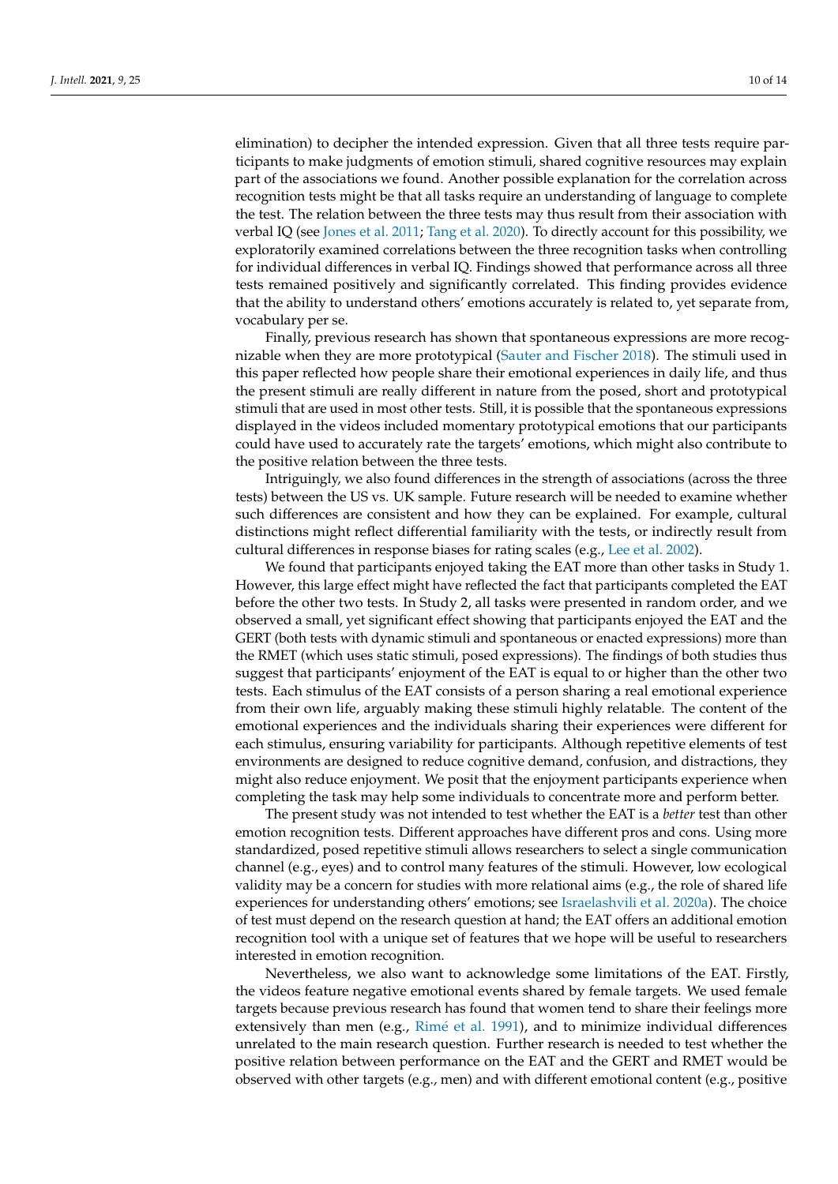elimination) to decipher the intended expression. Given that all three tests require participants to make judgments of emotion stimuli, shared cognitive resources may explain part of the associations we found. Another possible explanation for the correlation across recognition tests might be that all tasks require an understanding of language to complete the test. The relation between the three tests may thus result from their association with verbal IQ (see Jones et al. 2011; Tang et al. 2020). To directly account for this possibility, we exploratorily examined correlations between the three recognition tasks when controlling for individual differences in verbal IQ. Findings showed that performance across all three tests remained positively and significantly correlated. This finding provides evidence that the ability to understand others' emotions accurately is related to, yet separate from, vocabulary per se.

Finally, previous research has shown that spontaneous expressions are more recognizable when they are more prototypical (Sauter and Fischer 2018). The stimuli used in this paper reflected how people share their emotional experiences in daily life, and thus the present stimuli are really different in nature from the posed, short and prototypical stimuli that are used in most other tests. Still, it is possible that the spontaneous expressions displayed in the videos included momentary prototypical emotions that our participants could have used to accurately rate the targets' emotions, which might also contribute to the positive relation between the three tests.

Intriguingly, we also found differences in the strength of associations (across the three tests) between the US vs. UK sample. Future research will be needed to examine whether such differences are consistent and how they can be explained. For example, cultural distinctions might reflect differential familiarity with the tests, or indirectly result from cultural differences in response biases for rating scales (e.g., Lee et al. 2002).

We found that participants enjoyed taking the EAT more than other tasks in Study 1. However, this large effect might have reflected the fact that participants completed the EAT before the other two tests. In Study 2, all tasks were presented in random order, and we observed a small, yet significant effect showing that participants enjoyed the EAT and the GERT (both tests with dynamic stimuli and spontaneous or enacted expressions) more than the RMET (which uses static stimuli, posed expressions). The findings of both studies thus suggest that participants' enjoyment of the EAT is equal to or higher than the other two tests. Each stimulus of the EAT consists of a person sharing a real emotional experience from their own life, arguably making these stimuli highly relatable. The content of the emotional experiences and the individuals sharing their experiences were different for each stimulus, ensuring variability for participants. Although repetitive elements of test environments are designed to reduce cognitive demand, confusion, and distractions, they might also reduce enjoyment. We posit that the enjoyment participants experience when completing the task may help some individuals to concentrate more and perform better.

The present study was not intended to test whether the EAT is a *better* test than other emotion recognition tests. Different approaches have different pros and cons. Using more standardized, posed repetitive stimuli allows researchers to select a single communication channel (e.g., eyes) and to control many features of the stimuli. However, low ecological validity may be a concern for studies with more relational aims (e.g., the role of shared life experiences for understanding others' emotions; see Israelashvili et al. 2020a). The choice of test must depend on the research question at hand; the EAT offers an additional emotion recognition tool with a unique set of features that we hope will be useful to researchers interested in emotion recognition.

Nevertheless, we also want to acknowledge some limitations of the EAT. Firstly, the videos feature negative emotional events shared by female targets. We used female targets because previous research has found that women tend to share their feelings more extensively than men (e.g., Rimé et al. 1991), and to minimize individual differences unrelated to the main research question. Further research is needed to test whether the positive relation between performance on the EAT and the GERT and RMET would be observed with other targets (e.g., men) and with different emotional content (e.g., positive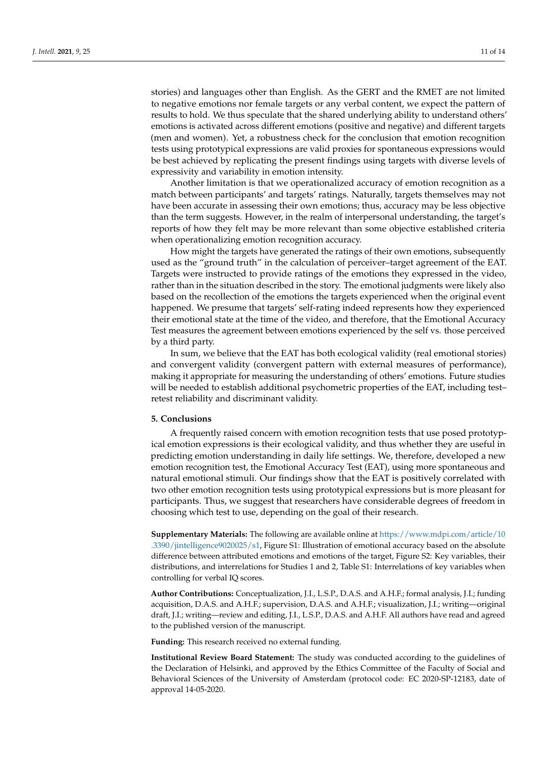stories) and languages other than English. As the GERT and the RMET are not limited to negative emotions nor female targets or any verbal content, we expect the pattern of results to hold. We thus speculate that the shared underlying ability to understand others' emotions is activated across different emotions (positive and negative) and different targets (men and women). Yet, a robustness check for the conclusion that emotion recognition tests using prototypical expressions are valid proxies for spontaneous expressions would be best achieved by replicating the present findings using targets with diverse levels of expressivity and variability in emotion intensity.

Another limitation is that we operationalized accuracy of emotion recognition as a match between participants' and targets' ratings. Naturally, targets themselves may not have been accurate in assessing their own emotions; thus, accuracy may be less objective than the term suggests. However, in the realm of interpersonal understanding, the target's reports of how they felt may be more relevant than some objective established criteria when operationalizing emotion recognition accuracy.

How might the targets have generated the ratings of their own emotions, subsequently used as the "ground truth" in the calculation of perceiver–target agreement of the EAT. Targets were instructed to provide ratings of the emotions they expressed in the video, rather than in the situation described in the story. The emotional judgments were likely also based on the recollection of the emotions the targets experienced when the original event happened. We presume that targets' self-rating indeed represents how they experienced their emotional state at the time of the video, and therefore, that the Emotional Accuracy Test measures the agreement between emotions experienced by the self vs. those perceived by a third party.

In sum, we believe that the EAT has both ecological validity (real emotional stories) and convergent validity (convergent pattern with external measures of performance), making it appropriate for measuring the understanding of others' emotions. Future studies will be needed to establish additional psychometric properties of the EAT, including test–retest reliability and discriminant validity.

## 5. Conclusions

A frequently raised concern with emotion recognition tests that use posed prototypical emotion expressions is their ecological validity, and thus whether they are useful in predicting emotion understanding in daily life settings. We, therefore, developed a new emotion recognition test, the Emotional Accuracy Test (EAT), using more spontaneous and natural emotional stimuli. Our findings show that the EAT is positively correlated with two other emotion recognition tests using prototypical expressions but is more pleasant for participants. Thus, we suggest that researchers have considerable degrees of freedom in choosing which test to use, depending on the goal of their research.

**Supplementary Materials:** The following are available online at https://www.mdpi.com/article/10.3390/jintelligence9020025/s1, Figure S1: Illustration of emotional accuracy based on the absolute difference between attributed emotions and emotions of the target, Figure S2: Key variables, their distributions, and interrelations for Studies 1 and 2, Table S1: Interrelations of key variables when controlling for verbal IQ scores.

**Author Contributions:** Conceptualization, J.I., L.S.P., D.A.S. and A.H.F.; formal analysis, J.I.; funding acquisition, D.A.S. and A.H.F.; supervision, D.A.S. and A.H.F.; visualization, J.I.; writing—original draft, J.I.; writing—review and editing, J.I., L.S.P., D.A.S. and A.H.F. All authors have read and agreed to the published version of the manuscript.

**Funding:** This research received no external funding.

**Institutional Review Board Statement:** The study was conducted according to the guidelines of the Declaration of Helsinki, and approved by the Ethics Committee of the Faculty of Social and Behavioral Sciences of the University of Amsterdam (protocol code: EC 2020-SP-12183, date of approval 14-05-2020.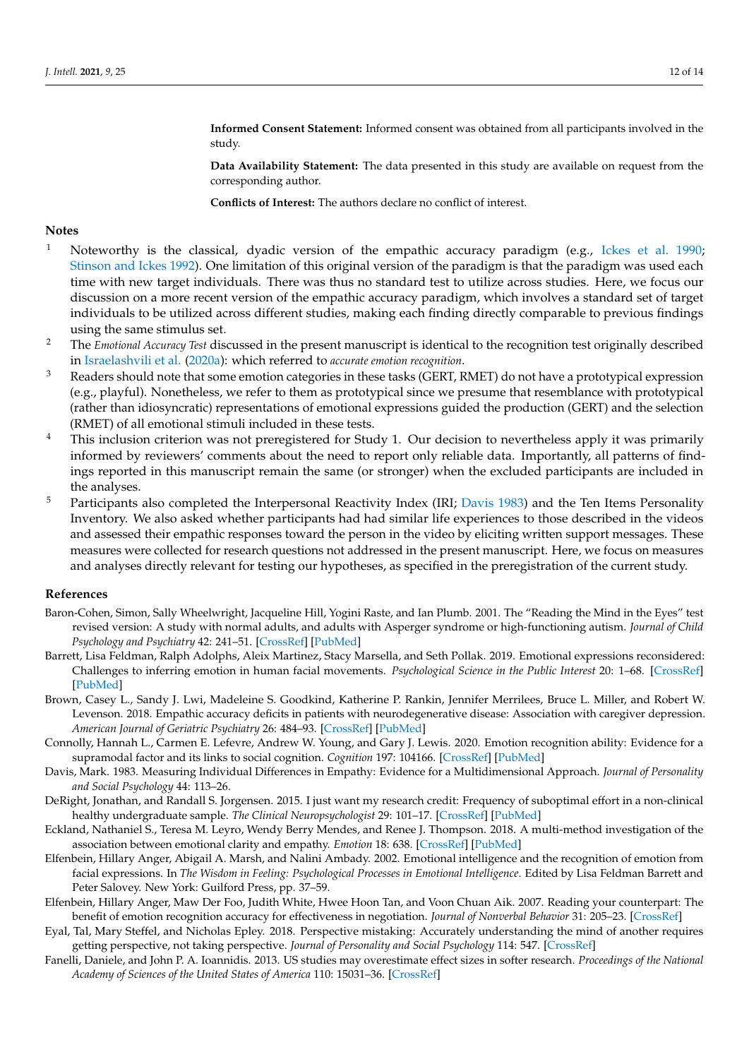**Informed Consent Statement:** Informed consent was obtained from all participants involved in the study.

**Data Availability Statement:** The data presented in this study are available on request from the corresponding author.

**Conflicts of Interest:** The authors declare no conflict of interest.

## Notes

1. Noteworthy is the classical, dyadic version of the empathic accuracy paradigm (e.g., Ickes et al. 1990; Stinson and Ickes 1992). One limitation of this original version of the paradigm is that the paradigm was used each time with new target individuals. There was thus no standard test to utilize across studies. Here, we focus our discussion on a more recent version of the empathic accuracy paradigm, which involves a standard set of target individuals to be utilized across different studies, making each finding directly comparable to previous findings using the same stimulus set.
2. The *Emotional Accuracy Test* discussed in the present manuscript is identical to the recognition test originally described in Israelashvili et al. (2020a): which referred to *accurate emotion recognition*.
3. Readers should note that some emotion categories in these tasks (GERT, RMET) do not have a prototypical expression (e.g., playful). Nonetheless, we refer to them as prototypical since we presume that resemblance with prototypical (rather than idiosyncratic) representations of emotional expressions guided the production (GERT) and the selection (RMET) of all emotional stimuli included in these tests.
4. This inclusion criterion was not preregistered for Study 1. Our decision to nevertheless apply it was primarily informed by reviewers' comments about the need to report only reliable data. Importantly, all patterns of findings reported in this manuscript remain the same (or stronger) when the excluded participants are included in the analyses.
5. Participants also completed the Interpersonal Reactivity Index (IRI; Davis 1983) and the Ten Items Personality Inventory. We also asked whether participants had had similar life experiences to those described in the videos and assessed their empathic responses toward the person in the video by eliciting written support messages. These measures were collected for research questions not addressed in the present manuscript. Here, we focus on measures and analyses directly relevant for testing our hypotheses, as specified in the preregistration of the current study.

## References

Baron-Cohen, Simon, Sally Wheelwright, Jacqueline Hill, Yogini Raste, and Ian Plumb. 2001. The "Reading the Mind in the Eyes" test revised version: A study with normal adults, and adults with Asperger syndrome or high-functioning autism. *Journal of Child Psychology and Psychiatry* 42: 241–51. [CrossRef] [PubMed]

Barrett, Lisa Feldman, Ralph Adolphs, Aleix Martinez, Stacy Marsella, and Seth Pollak. 2019. Emotional expressions reconsidered: Challenges to inferring emotion in human facial movements. *Psychological Science in the Public Interest* 20: 1–68. [CrossRef] [PubMed]

Brown, Casey L., Sandy J. Lwi, Madeleine S. Goodkind, Katherine P. Rankin, Jennifer Merrilees, Bruce L. Miller, and Robert W. Levenson. 2018. Empathic accuracy deficits in patients with neurodegenerative disease: Association with caregiver depression. *American Journal of Geriatric Psychiatry* 26: 484–93. [CrossRef] [PubMed]

Connolly, Hannah L., Carmen E. Lefevre, Andrew W. Young, and Gary J. Lewis. 2020. Emotion recognition ability: Evidence for a supramodal factor and its links to social cognition. *Cognition* 197: 104166. [CrossRef] [PubMed]

Davis, Mark. 1983. Measuring Individual Differences in Empathy: Evidence for a Multidimensional Approach. *Journal of Personality and Social Psychology* 44: 113–26.

DeRight, Jonathan, and Randall S. Jorgensen. 2015. I just want my research credit: Frequency of suboptimal effort in a non-clinical healthy undergraduate sample. *The Clinical Neuropsychologist* 29: 101–17. [CrossRef] [PubMed]

Eckland, Nathaniel S., Teresa M. Leyro, Wendy Berry Mendes, and Renee J. Thompson. 2018. A multi-method investigation of the association between emotional clarity and empathy. *Emotion* 18: 638. [CrossRef] [PubMed]

Elfenbein, Hillary Anger, Abigail A. Marsh, and Nalini Ambady. 2002. Emotional intelligence and the recognition of emotion from facial expressions. In *The Wisdom in Feeling: Psychological Processes in Emotional Intelligence*. Edited by Lisa Feldman Barrett and Peter Salovey. New York: Guilford Press, pp. 37–59.

Elfenbein, Hillary Anger, Maw Der Foo, Judith White, Hwee Hoon Tan, and Voon Chuan Aik. 2007. Reading your counterpart: The benefit of emotion recognition accuracy for effectiveness in negotiation. *Journal of Nonverbal Behavior* 31: 205–23. [CrossRef]

Eyal, Tal, Mary Steffel, and Nicholas Epley. 2018. Perspective mistaking: Accurately understanding the mind of another requires getting perspective, not taking perspective. *Journal of Personality and Social Psychology* 114: 547. [CrossRef]

Fanelli, Daniele, and John P. A. Ioannidis. 2013. US studies may overestimate effect sizes in softer research. *Proceedings of the National Academy of Sciences of the United States of America* 110: 15031–36. [CrossRef]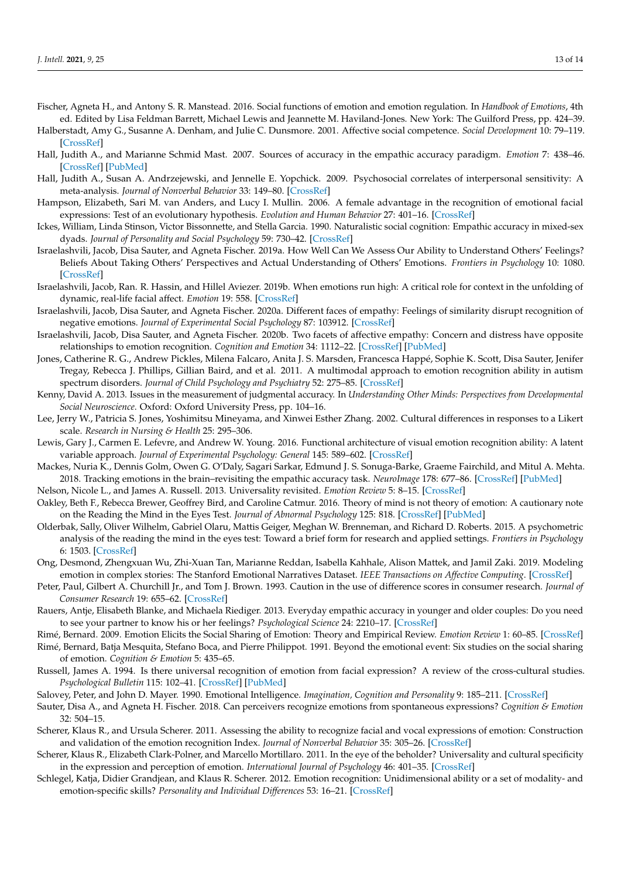Fischer, Agneta H., and Antony S. R. Manstead. 2016. Social functions of emotion and emotion regulation. In *Handbook of Emotions*, 4th ed. Edited by Lisa Feldman Barrett, Michael Lewis and Jeannette M. Haviland-Jones. New York: The Guilford Press, pp. 424–39.

Halberstadt, Amy G., Susanne A. Denham, and Julie C. Dunsmore. 2001. Affective social competence. *Social Development* 10: 79–119. [CrossRef]

Hall, Judith A., and Marianne Schmid Mast. 2007. Sources of accuracy in the empathic accuracy paradigm. *Emotion* 7: 438–46. [CrossRef] [PubMed]

Hall, Judith A., Susan A. Andrzejewski, and Jennelle E. Yopchick. 2009. Psychosocial correlates of interpersonal sensitivity: A meta-analysis. *Journal of Nonverbal Behavior* 33: 149–80. [CrossRef]

Hampson, Elizabeth, Sari M. van Anders, and Lucy I. Mullin. 2006. A female advantage in the recognition of emotional facial expressions: Test of an evolutionary hypothesis. *Evolution and Human Behavior* 27: 401–16. [CrossRef]

Ickes, William, Linda Stinson, Victor Bissonnette, and Stella Garcia. 1990. Naturalistic social cognition: Empathic accuracy in mixed-sex dyads. *Journal of Personality and Social Psychology* 59: 730–42. [CrossRef]

Israelashvili, Jacob, Disa Sauter, and Agneta Fischer. 2019a. How Well Can We Assess Our Ability to Understand Others' Feelings? Beliefs About Taking Others' Perspectives and Actual Understanding of Others' Emotions. *Frontiers in Psychology* 10: 1080. [CrossRef]

Israelashvili, Jacob, Ran. R. Hassin, and Hillel Aviezer. 2019b. When emotions run high: A critical role for context in the unfolding of dynamic, real-life facial affect. *Emotion* 19: 558. [CrossRef]

Israelashvili, Jacob, Disa Sauter, and Agneta Fischer. 2020a. Different faces of empathy: Feelings of similarity disrupt recognition of negative emotions. *Journal of Experimental Social Psychology* 87: 103912. [CrossRef]

Israelashvili, Jacob, Disa Sauter, and Agneta Fischer. 2020b. Two facets of affective empathy: Concern and distress have opposite relationships to emotion recognition. *Cognition and Emotion* 34: 1112–22. [CrossRef] [PubMed]

Jones, Catherine R. G., Andrew Pickles, Milena Falcaro, Anita J. S. Marsden, Francesca Happé, Sophie K. Scott, Disa Sauter, Jenifer Tregay, Rebecca J. Phillips, Gillian Baird, and et al. 2011. A multimodal approach to emotion recognition ability in autism spectrum disorders. *Journal of Child Psychology and Psychiatry* 52: 275–85. [CrossRef]

Kenny, David A. 2013. Issues in the measurement of judgmental accuracy. In *Understanding Other Minds: Perspectives from Developmental Social Neuroscience*. Oxford: Oxford University Press, pp. 104–16.

Lee, Jerry W., Patricia S. Jones, Yoshimitsu Mineyama, and Xinwei Esther Zhang. 2002. Cultural differences in responses to a Likert scale. *Research in Nursing & Health* 25: 295–306.

Lewis, Gary J., Carmen E. Lefevre, and Andrew W. Young. 2016. Functional architecture of visual emotion recognition ability: A latent variable approach. *Journal of Experimental Psychology: General* 145: 589–602. [CrossRef]

Mackes, Nuria K., Dennis Golm, Owen G. O'Daly, Sagari Sarkar, Edmund J. S. Sonuga-Barke, Graeme Fairchild, and Mitul A. Mehta. 2018. Tracking emotions in the brain–revisiting the empathic accuracy task. *NeuroImage* 178: 677–86. [CrossRef] [PubMed]

Nelson, Nicole L., and James A. Russell. 2013. Universality revisited. *Emotion Review* 5: 8–15. [CrossRef]

Oakley, Beth F., Rebecca Brewer, Geoffrey Bird, and Caroline Catmur. 2016. Theory of mind is not theory of emotion: A cautionary note on the Reading the Mind in the Eyes Test. *Journal of Abnormal Psychology* 125: 818. [CrossRef] [PubMed]

Olderbak, Sally, Oliver Wilhelm, Gabriel Olaru, Mattis Geiger, Meghan W. Brenneman, and Richard D. Roberts. 2015. A psychometric analysis of the reading the mind in the eyes test: Toward a brief form for research and applied settings. *Frontiers in Psychology* 6: 1503. [CrossRef]

Ong, Desmond, Zhengxuan Wu, Zhi-Xuan Tan, Marianne Reddan, Isabella Kahhale, Alison Mattek, and Jamil Zaki. 2019. Modeling emotion in complex stories: The Stanford Emotional Narratives Dataset. *IEEE Transactions on Affective Computing*. [CrossRef]

Peter, Paul, Gilbert A. Churchill Jr., and Tom J. Brown. 1993. Caution in the use of difference scores in consumer research. *Journal of Consumer Research* 19: 655–62. [CrossRef]

Rauers, Antje, Elisabeth Blanke, and Michaela Riediger. 2013. Everyday empathic accuracy in younger and older couples: Do you need to see your partner to know his or her feelings? *Psychological Science* 24: 2210–17. [CrossRef]

Rimé, Bernard. 2009. Emotion Elicits the Social Sharing of Emotion: Theory and Empirical Review. *Emotion Review* 1: 60–85. [CrossRef]

Rimé, Bernard, Batja Mesquita, Stefano Boca, and Pierre Philippot. 1991. Beyond the emotional event: Six studies on the social sharing of emotion. *Cognition & Emotion* 5: 435–65.

Russell, James A. 1994. Is there universal recognition of emotion from facial expression? A review of the cross-cultural studies. *Psychological Bulletin* 115: 102–41. [CrossRef] [PubMed]

Salovey, Peter, and John D. Mayer. 1990. Emotional Intelligence. *Imagination, Cognition and Personality* 9: 185–211. [CrossRef]

Sauter, Disa A., and Agneta H. Fischer. 2018. Can perceivers recognize emotions from spontaneous expressions? *Cognition & Emotion* 32: 504–15.

Scherer, Klaus R., and Ursula Scherer. 2011. Assessing the ability to recognize facial and vocal expressions of emotion: Construction and validation of the emotion recognition Index. *Journal of Nonverbal Behavior* 35: 305–26. [CrossRef]

Scherer, Klaus R., Elizabeth Clark-Polner, and Marcello Mortillaro. 2011. In the eye of the beholder? Universality and cultural specificity in the expression and perception of emotion. *International Journal of Psychology* 46: 401–35. [CrossRef]

Schlegel, Katja, Didier Grandjean, and Klaus R. Scherer. 2012. Emotion recognition: Unidimensional ability or a set of modality- and emotion-specific skills? *Personality and Individual Differences* 53: 16–21. [CrossRef]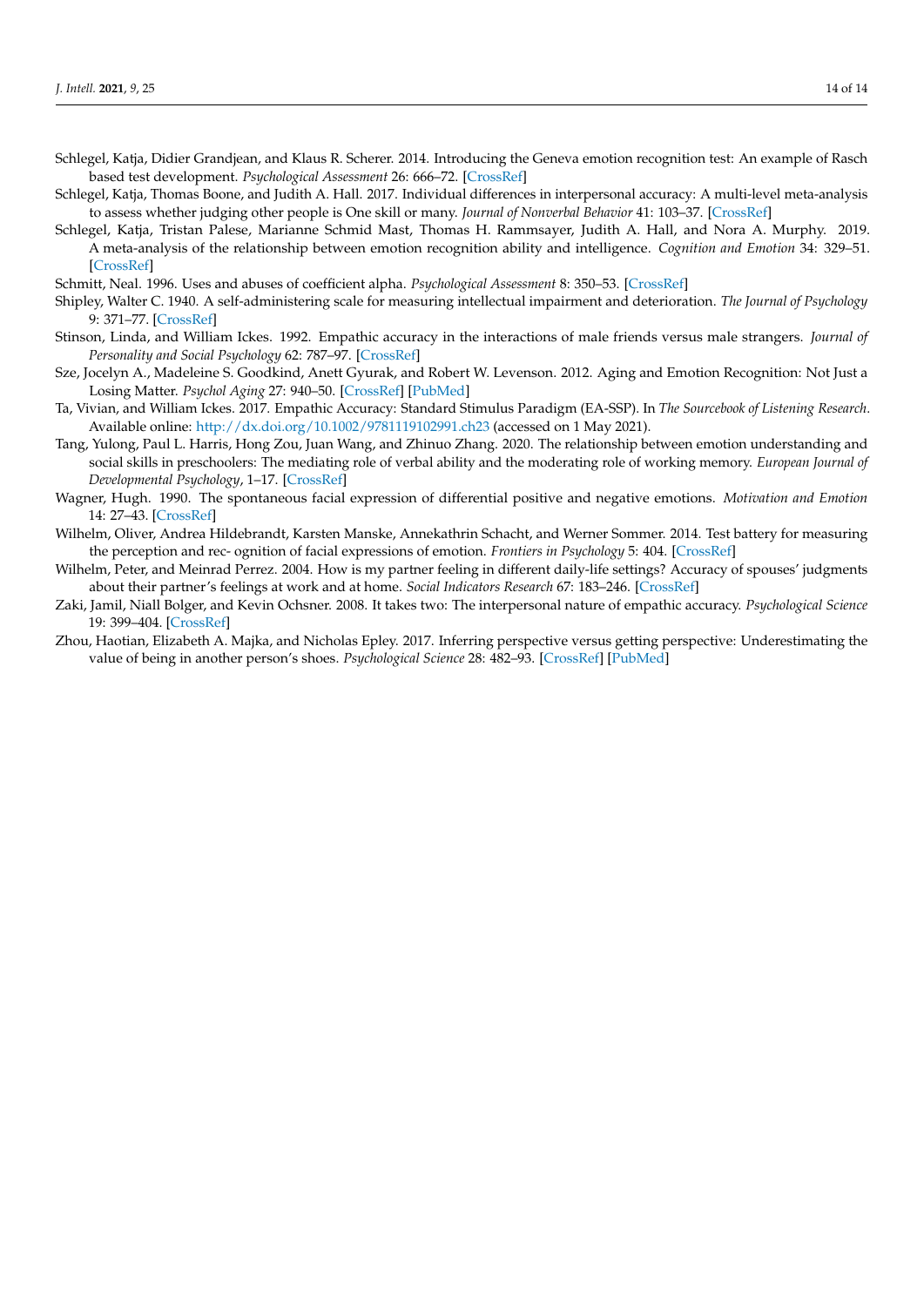Schlegel, Katja, Didier Grandjean, and Klaus R. Scherer. 2014. Introducing the Geneva emotion recognition test: An example of Rasch based test development. *Psychological Assessment* 26: 666–72. [CrossRef]

Schlegel, Katja, Thomas Boone, and Judith A. Hall. 2017. Individual differences in interpersonal accuracy: A multi-level meta-analysis to assess whether judging other people is One skill or many. *Journal of Nonverbal Behavior* 41: 103–37. [CrossRef]

Schlegel, Katja, Tristan Palese, Marianne Schmid Mast, Thomas H. Rammsayer, Judith A. Hall, and Nora A. Murphy. 2019. A meta-analysis of the relationship between emotion recognition ability and intelligence. *Cognition and Emotion* 34: 329–51. [CrossRef]

Schmitt, Neal. 1996. Uses and abuses of coefficient alpha. *Psychological Assessment* 8: 350–53. [CrossRef]

Shipley, Walter C. 1940. A self-administering scale for measuring intellectual impairment and deterioration. *The Journal of Psychology* 9: 371–77. [CrossRef]

Stinson, Linda, and William Ickes. 1992. Empathic accuracy in the interactions of male friends versus male strangers. *Journal of Personality and Social Psychology* 62: 787–97. [CrossRef]

Sze, Jocelyn A., Madeleine S. Goodkind, Anett Gyurak, and Robert W. Levenson. 2012. Aging and Emotion Recognition: Not Just a Losing Matter. *Psychol Aging* 27: 940–50. [CrossRef] [PubMed]

Ta, Vivian, and William Ickes. 2017. Empathic Accuracy: Standard Stimulus Paradigm (EA-SSP). In *The Sourcebook of Listening Research*. Available online: http://dx.doi.org/10.1002/9781119102991.ch23 (accessed on 1 May 2021).

Tang, Yulong, Paul L. Harris, Hong Zou, Juan Wang, and Zhinuo Zhang. 2020. The relationship between emotion understanding and social skills in preschoolers: The mediating role of verbal ability and the moderating role of working memory. *European Journal of Developmental Psychology*, 1–17. [CrossRef]

Wagner, Hugh. 1990. The spontaneous facial expression of differential positive and negative emotions. *Motivation and Emotion* 14: 27–43. [CrossRef]

Wilhelm, Oliver, Andrea Hildebrandt, Karsten Manske, Annekathrin Schacht, and Werner Sommer. 2014. Test battery for measuring the perception and rec- ognition of facial expressions of emotion. *Frontiers in Psychology* 5: 404. [CrossRef]

Wilhelm, Peter, and Meinrad Perrez. 2004. How is my partner feeling in different daily-life settings? Accuracy of spouses' judgments about their partner's feelings at work and at home. *Social Indicators Research* 67: 183–246. [CrossRef]

Zaki, Jamil, Niall Bolger, and Kevin Ochsner. 2008. It takes two: The interpersonal nature of empathic accuracy. *Psychological Science* 19: 399–404. [CrossRef]

Zhou, Haotian, Elizabeth A. Majka, and Nicholas Epley. 2017. Inferring perspective versus getting perspective: Underestimating the value of being in another person's shoes. *Psychological Science* 28: 482–93. [CrossRef] [PubMed]